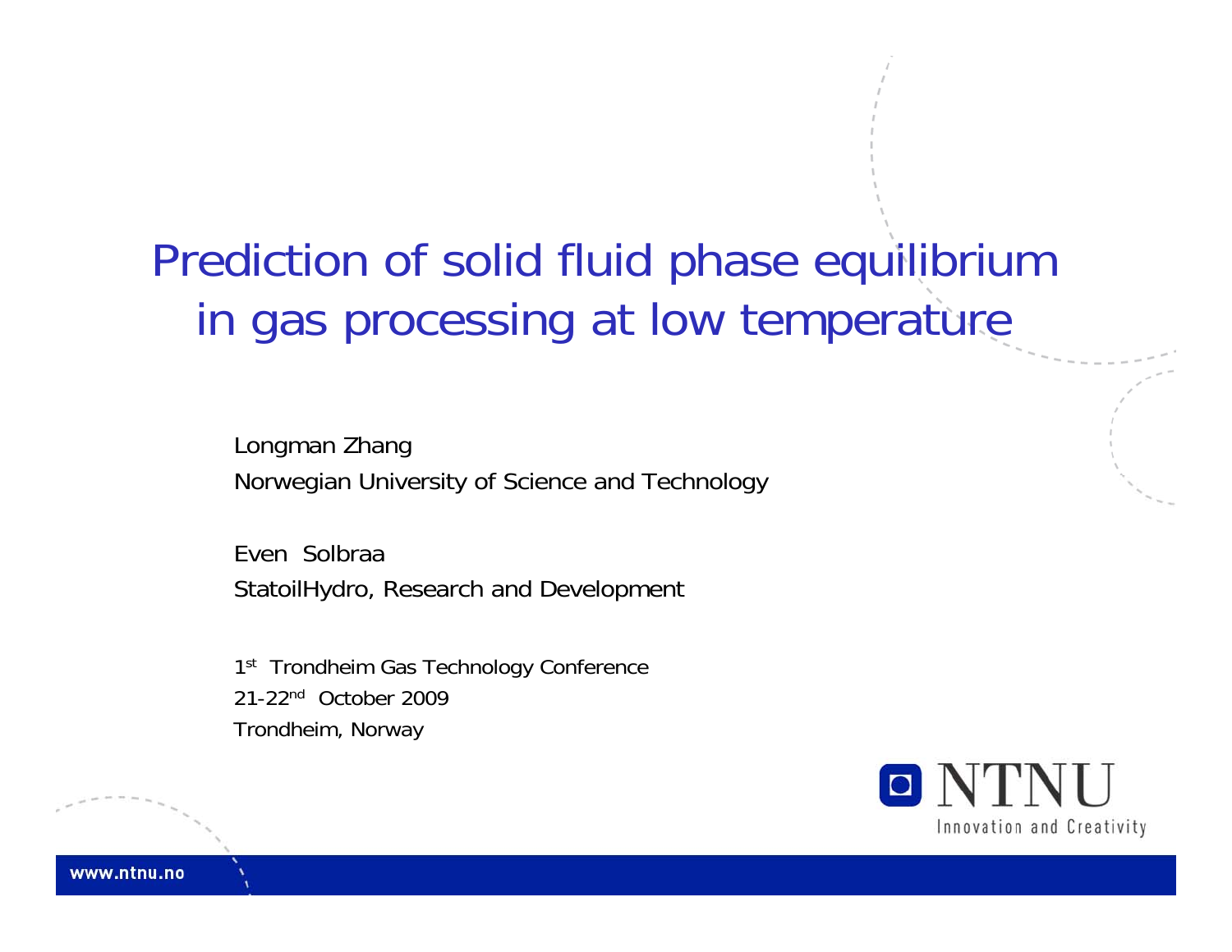# Prediction of solid fluid phase equilibrium in gas processing at low temperature

Longman Zhang

Norwegian University of Science and Technology

Even Solbraa

StatoilHydro, Research and Development

1st Trondheim Gas Technology Conference

21-22nd October 2009

Trondheim, Norway

NTNU

Innovation and Creativity

www.ntnu.no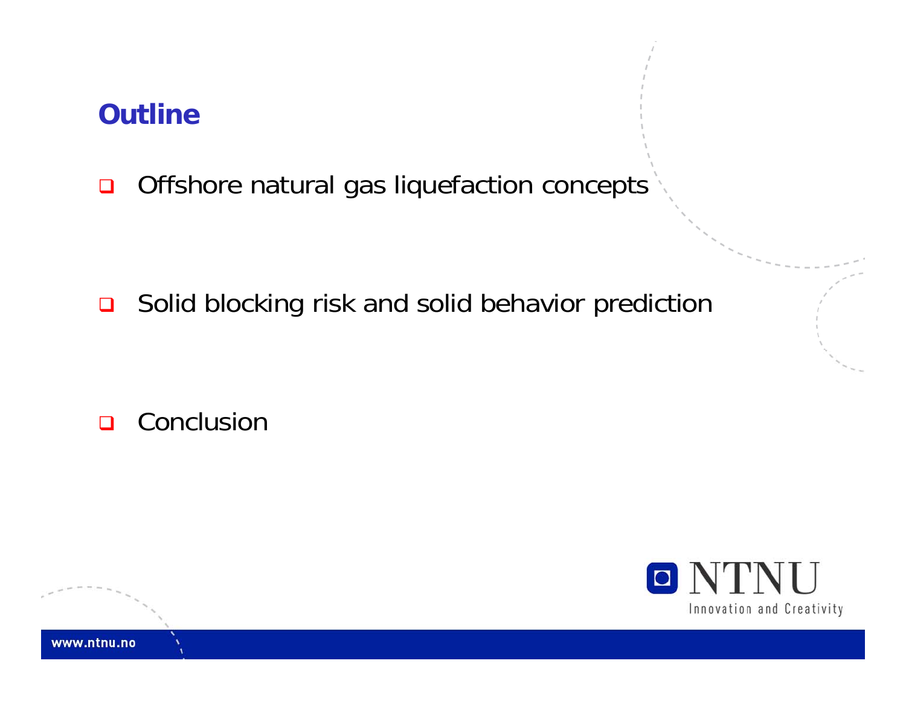## Outline

- Offshore natural gas liquefaction concepts
- Solid blocking risk and solid behavior prediction
- Conclusion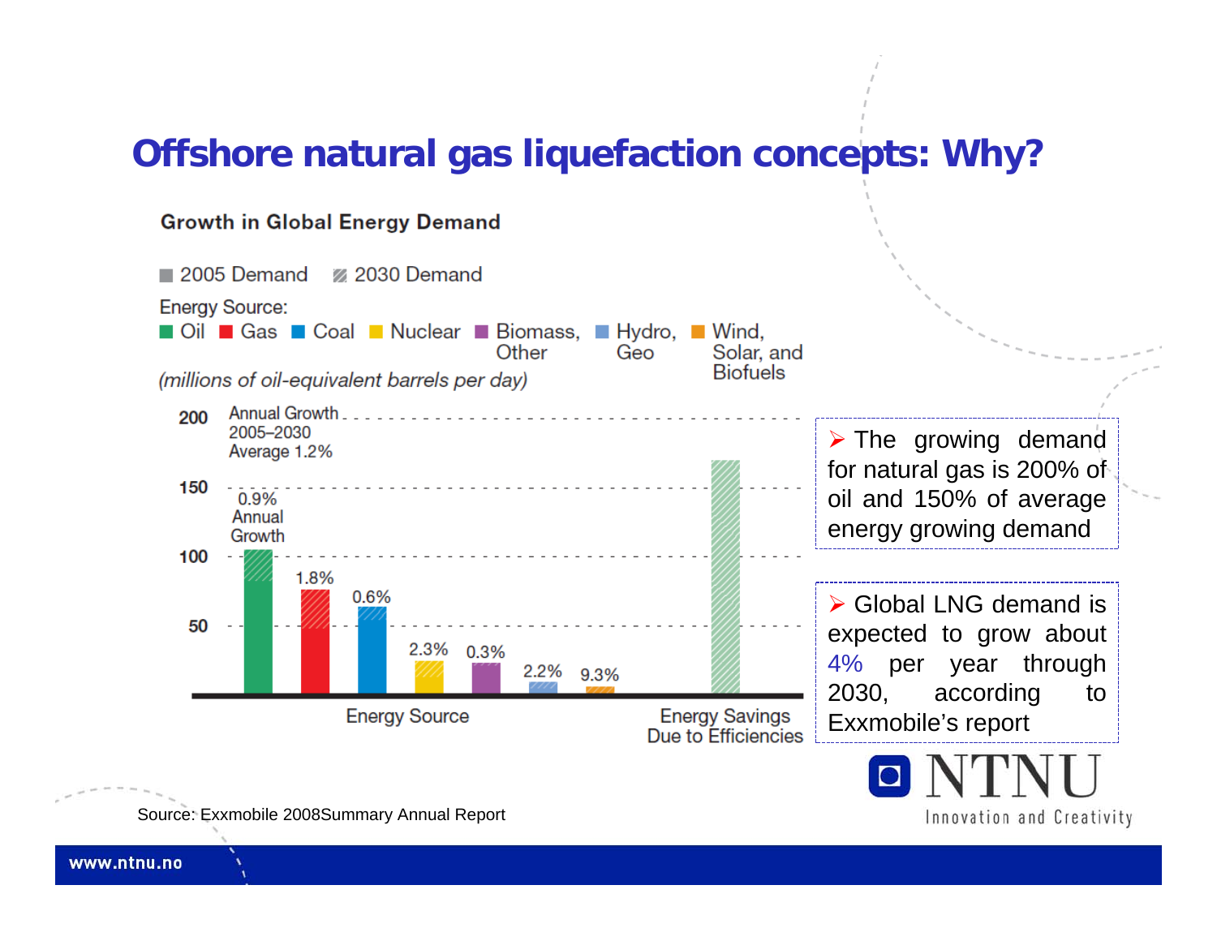# Offshore natural gas liquefaction concepts: Why?

**Growth in Global Energy Demand**

■ 2005 Demand ▨ 2030 Demand

Energy Source:

■ Oil ■ Gas ■ Coal ■ Nuclear ■ Biomass, Other ■ Hydro, Geo ■ Wind, Solar, and Biofuels

*(millions of oil-equivalent barrels per day)*

Annual Growth 2005–2030 Average 1.2%

| Energy Source | Annual Growth |
|---|---|
| Oil | 0.9% |
| Gas | 1.8% |
| Coal | 0.6% |
| Nuclear | 2.3% |
| Biomass, Other | 0.3% |
| Hydro, Geo | 2.2% |
| Wind, Solar, and Biofuels | 9.3% |

Energy Source — Energy Savings Due to Efficiencies

Source: Exxmobile 2008Summary Annual Report

- The growing demand for natural gas is 200% of oil and 150% of average energy growing demand

- Global LNG demand is expected to grow about 4% per year through 2030, according to Exxmobile's report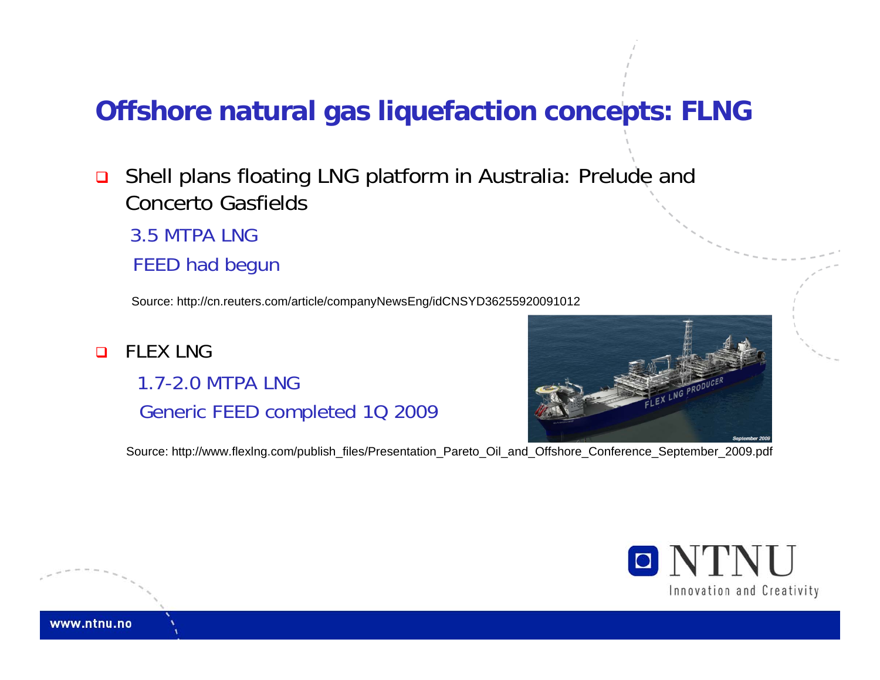# Offshore natural gas liquefaction concepts: FLNG

- Shell plans floating LNG platform in Australia: Prelude and Concerto Gasfields
  - 3.5 MTPA LNG
  - FEED had begun

Source: http://cn.reuters.com/article/companyNewsEng/idCNSYD36255920091012

- FLEX LNG
  - 1.7-2.0 MTPA LNG
  - Generic FEED completed 1Q 2009

Source: http://www.flexlng.com/publish_files/Presentation_Pareto_Oil_and_Offshore_Conference_September_2009.pdf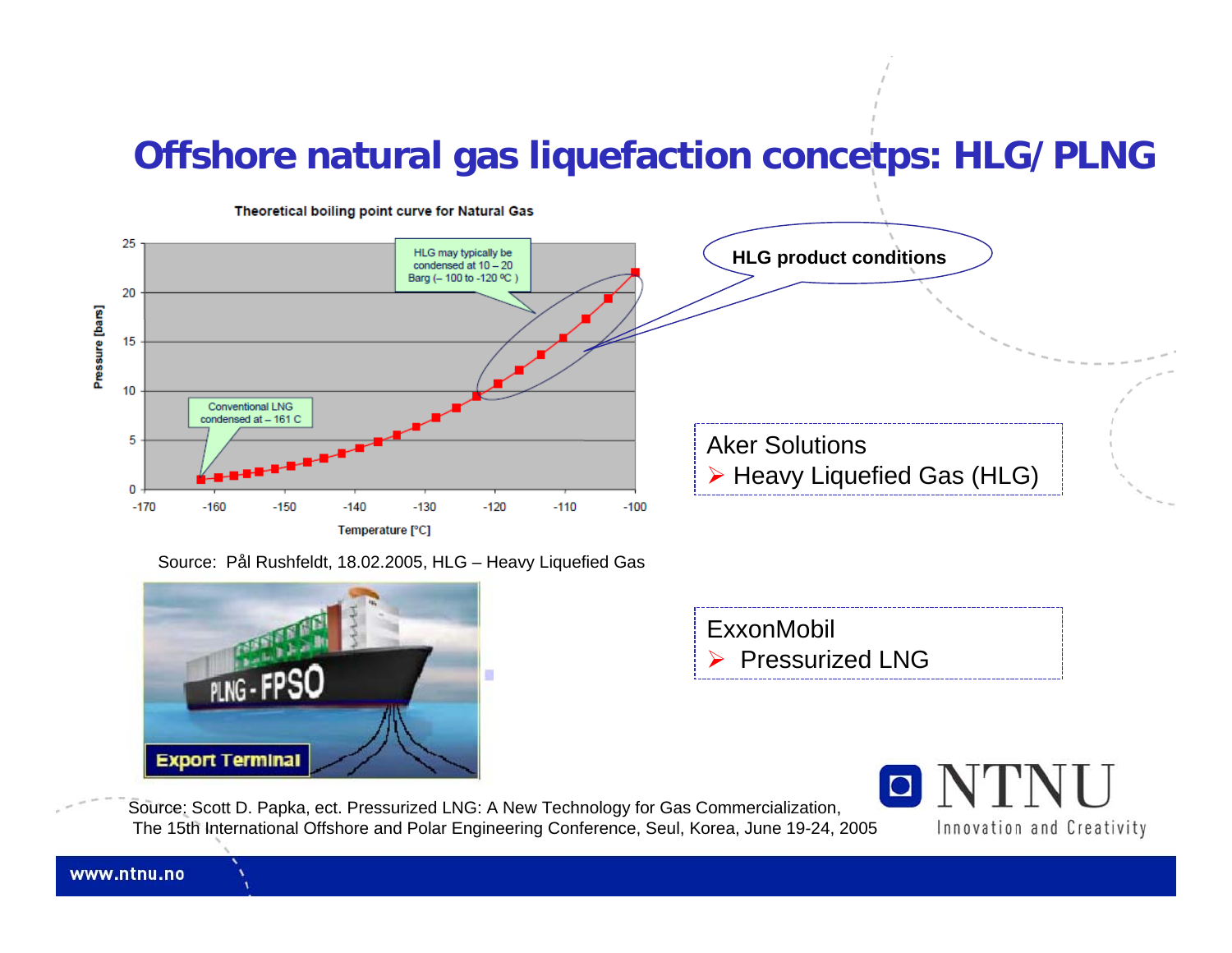# Offshore natural gas liquefaction concetps: HLG/ PLNG

Theoretical boiling point curve for Natural Gas

HLG may typically be condensed at 10 – 20 Barg (– 100 to -120 ºC )

Conventional LNG condensed at – 161 C

HLG product conditions

Pressure [bars]

Temperature [°C]

Source: Pål Rushfeldt, 18.02.2005, HLG – Heavy Liquefied Gas

Aker Solutions

- Heavy Liquefied Gas (HLG)

ExxonMobil

- Pressurized LNG

PLNG - FPSO

Export Terminal

Source: Scott D. Papka, ect. Pressurized LNG: A New Technology for Gas Commercialization, The 15th International Offshore and Polar Engineering Conference, Seul, Korea, June 19-24, 2005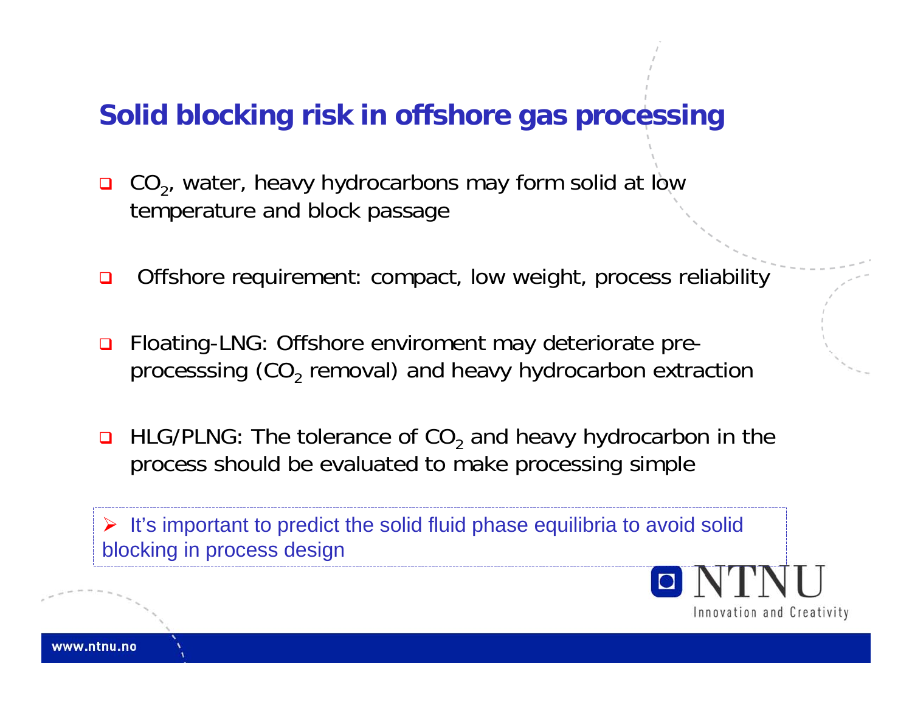# Solid blocking risk in offshore gas processing

- $CO_2$, water, heavy hydrocarbons may form solid at low temperature and block passage

- Offshore requirement: compact, low weight, process reliability

- Floating-LNG: Offshore enviroment may deteriorate pre-processsing ($CO_2$ removal) and heavy hydrocarbon extraction

- HLG/PLNG: The tolerance of $CO_2$ and heavy hydrocarbon in the process should be evaluated to make processing simple

> ➢ It's important to predict the solid fluid phase equilibria to avoid solid blocking in process design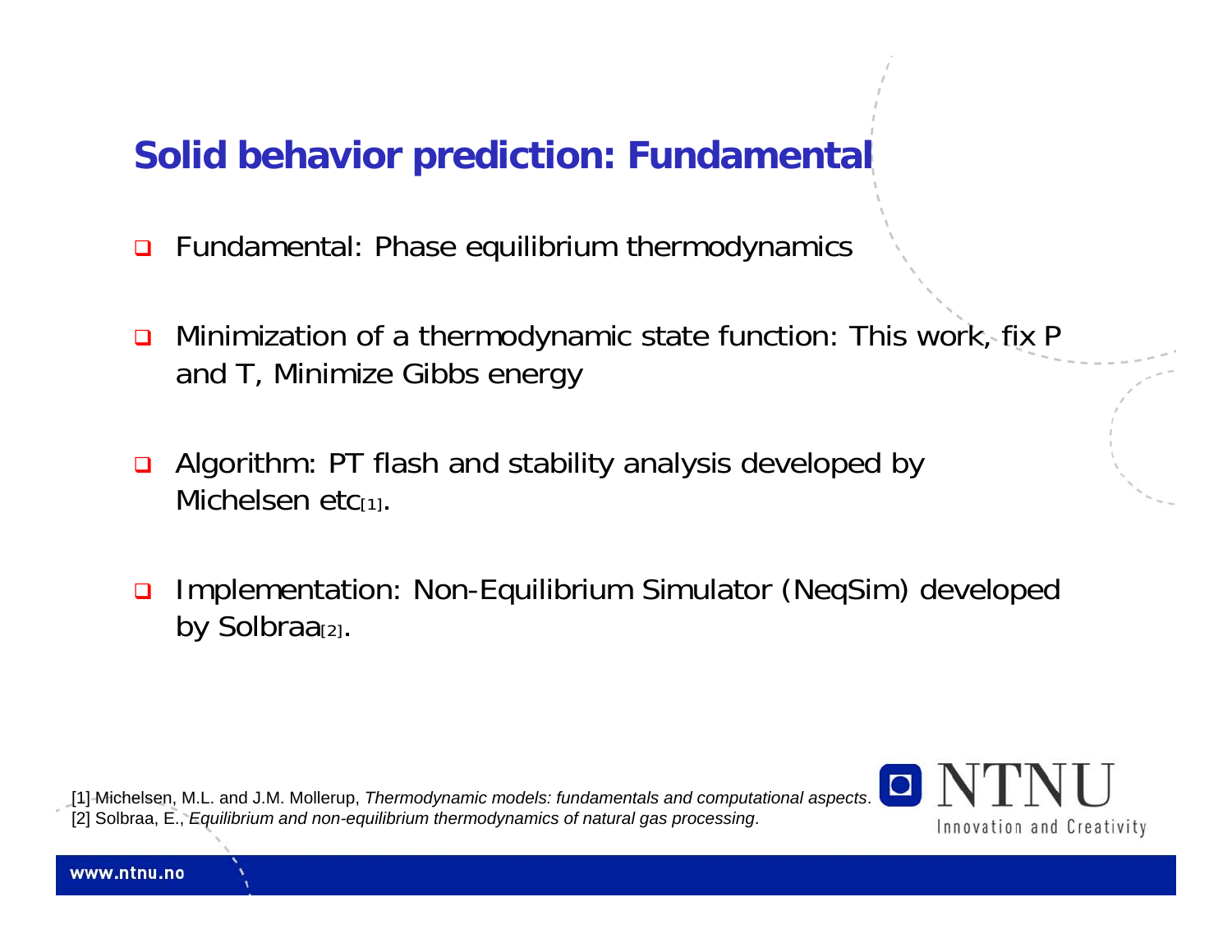# Solid behavior prediction: Fundamental

- Fundamental: Phase equilibrium thermodynamics

- Minimization of a thermodynamic state function: This work, fix P and T, Minimize Gibbs energy

- Algorithm: PT flash and stability analysis developed by Michelsen etc[1].

- Implementation: Non-Equilibrium Simulator (NeqSim) developed by Solbraa[2].

[1] Michelsen, M.L. and J.M. Mollerup, *Thermodynamic models: fundamentals and computational aspects*.
[2] Solbraa, E., *Equilibrium and non-equilibrium thermodynamics of natural gas processing*.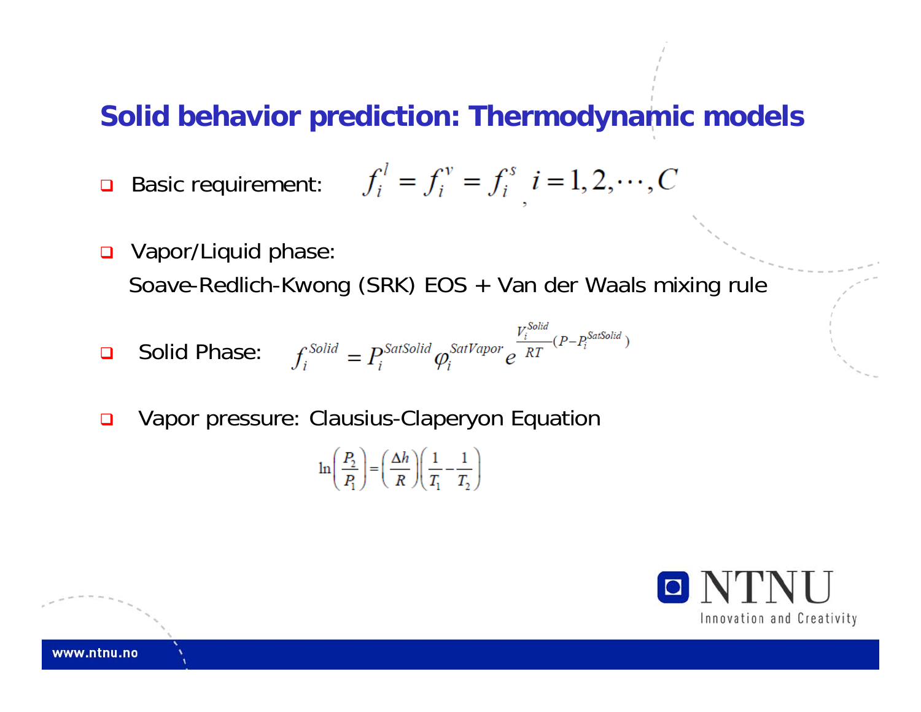# Solid behavior prediction: Thermodynamic models

- Basic requirement: $f_i^l = f_i^v = f_i^s$, $i = 1, 2, \cdots, C$

- Vapor/Liquid phase:
  Soave-Redlich-Kwong (SRK) EOS + Van der Waals mixing rule

- Solid Phase: $f_i^{Solid} = P_i^{SatSolid} \varphi_i^{SatVapor} e^{\frac{V_i^{Solid}}{RT}(P - P_i^{SatSolid})}$

- Vapor pressure: Clausius-Claperyon Equation

$$\ln\left(\frac{P_2}{P_1}\right) = \left(\frac{\Delta h}{R}\right)\left(\frac{1}{T_1} - \frac{1}{T_2}\right)$$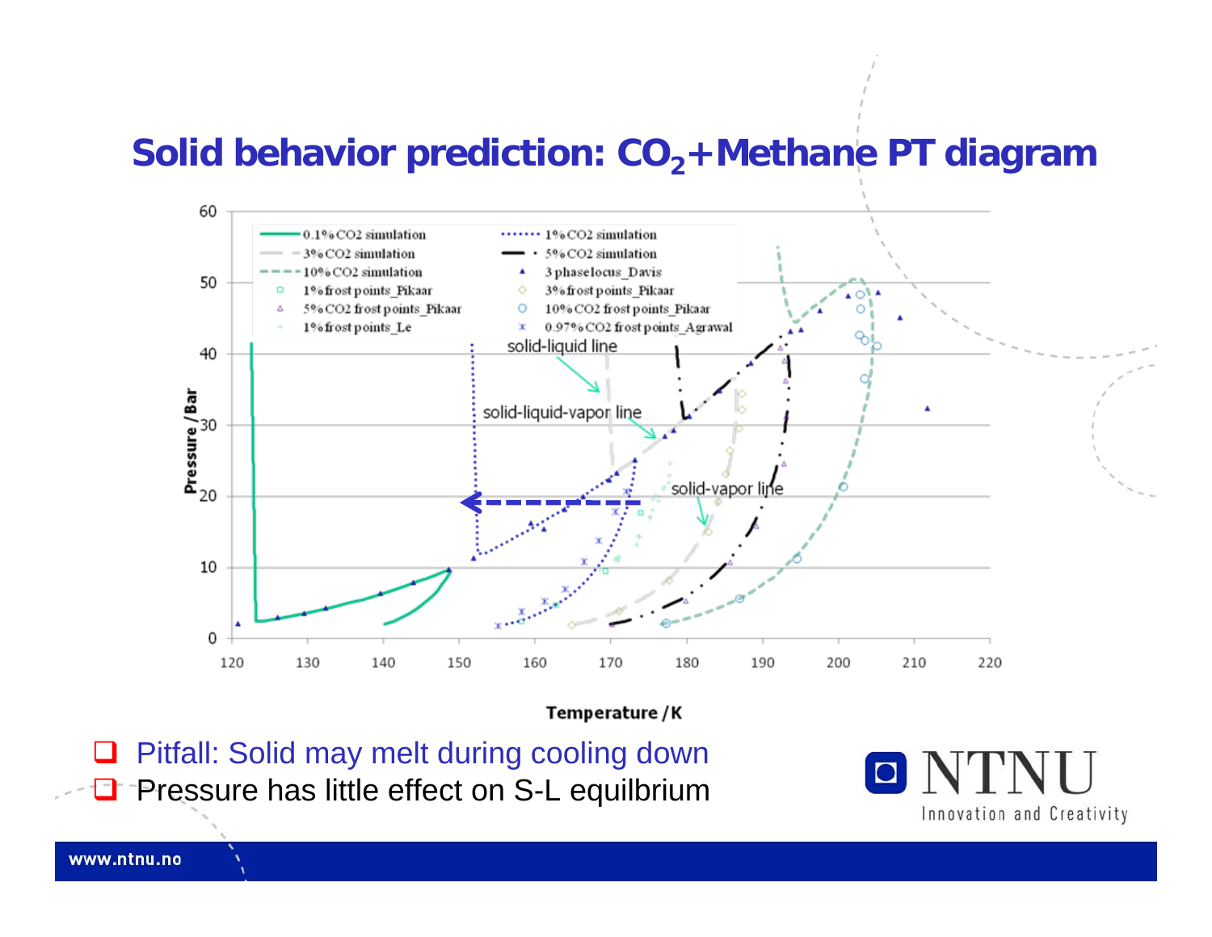# Solid behavior prediction: $CO_2$+Methane PT diagram

- Pitfall: Solid may melt during cooling down
- Pressure has little effect on S-L equilbrium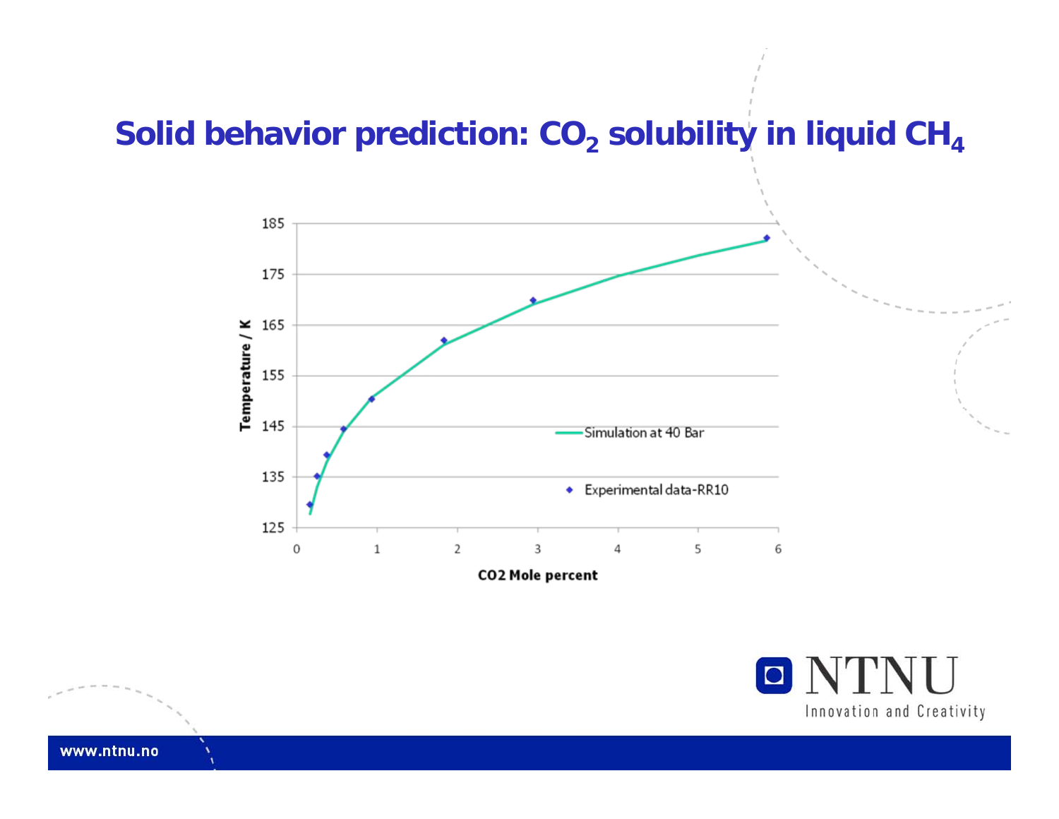# Solid behavior prediction: $CO_2$ solubility in liquid $CH_4$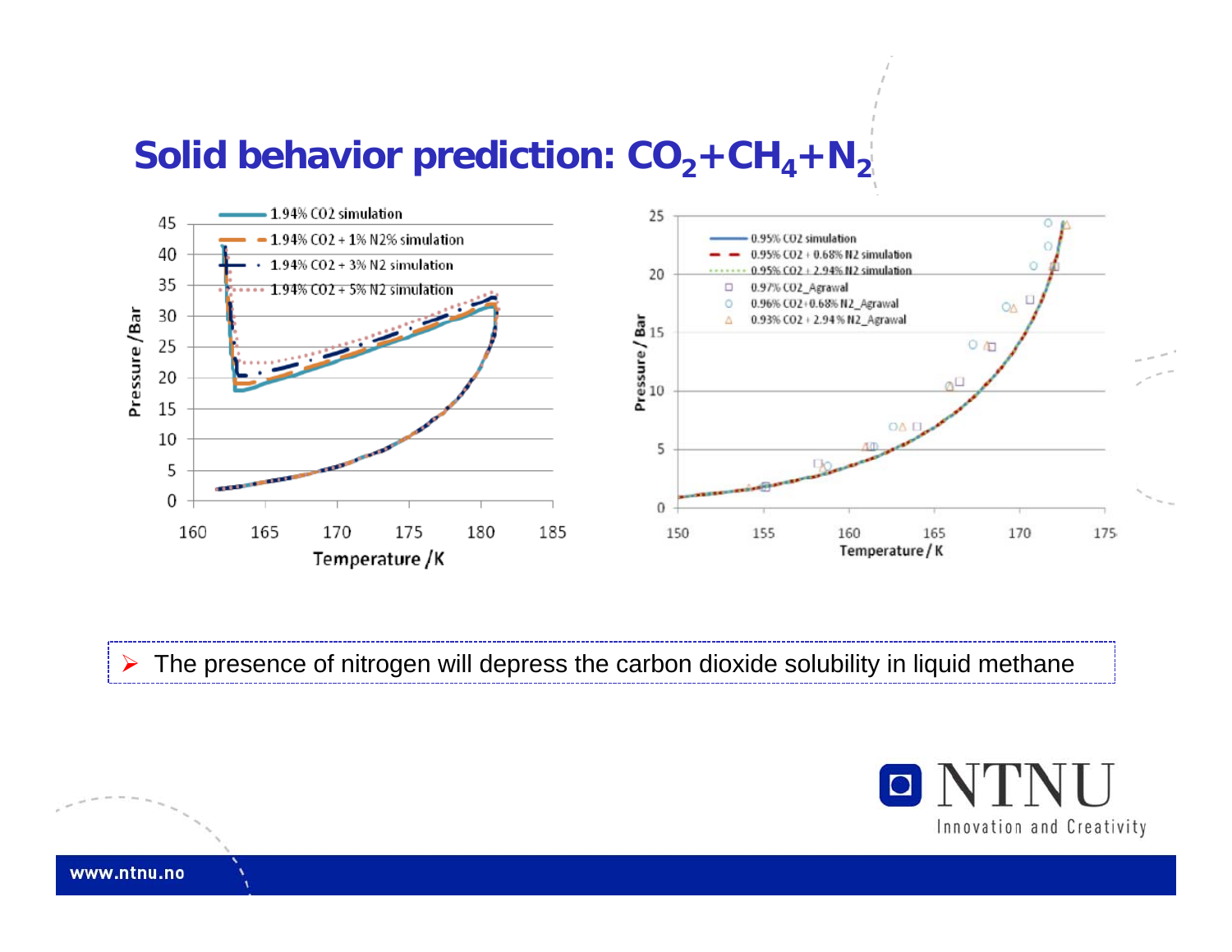# Solid behavior prediction: $CO_2$+$CH_4$+$N_2$

- The presence of nitrogen will depress the carbon dioxide solubility in liquid methane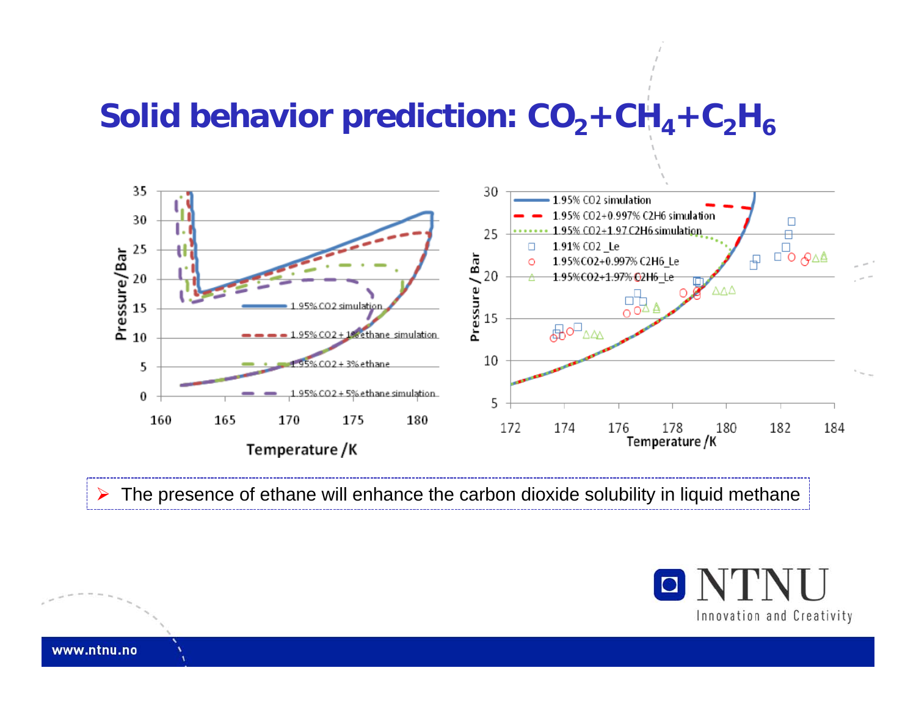# Solid behavior prediction: $CO_2$+$CH_4$+$C_2H_6$

- The presence of ethane will enhance the carbon dioxide solubility in liquid methane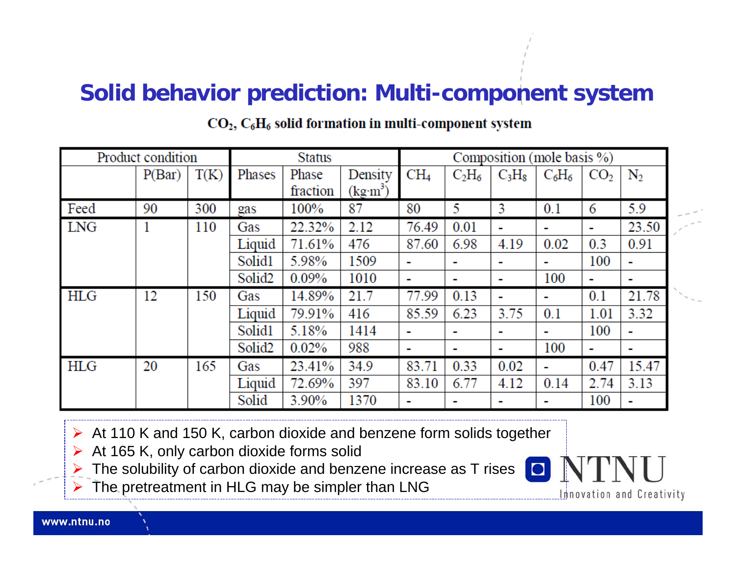# Solid behavior prediction: Multi-component system

**$CO_2$, $C_6H_6$ solid formation in multi-component system**

| Product condition | | | Status | | | Composition (mole basis %) | | | | | |
|---|---|---|---|---|---|---|---|---|---|---|---|
| | P(Bar) | T(K) | Phases | Phase fraction | Density ($kg \cdot m^3$) | $CH_4$ | $C_2H_6$ | $C_3H_8$ | $C_6H_6$ | $CO_2$ | $N_2$ |
| Feed | 90 | 300 | gas | 100% | 87 | 80 | 5 | 3 | 0.1 | 6 | 5.9 |
| LNG | 1 | 110 | Gas | 22.32% | 2.12 | 76.49 | 0.01 | - | - | - | 23.50 |
| | | | Liquid | 71.61% | 476 | 87.60 | 6.98 | 4.19 | 0.02 | 0.3 | 0.91 |
| | | | Solid1 | 5.98% | 1509 | - | - | - | - | 100 | - |
| | | | Solid2 | 0.09% | 1010 | - | - | - | 100 | - | - |
| HLG | 12 | 150 | Gas | 14.89% | 21.7 | 77.99 | 0.13 | - | - | 0.1 | 21.78 |
| | | | Liquid | 79.91% | 416 | 85.59 | 6.23 | 3.75 | 0.1 | 1.01 | 3.32 |
| | | | Solid1 | 5.18% | 1414 | - | - | - | - | 100 | - |
| | | | Solid2 | 0.02% | 988 | - | - | - | 100 | - | - |
| HLG | 20 | 165 | Gas | 23.41% | 34.9 | 83.71 | 0.33 | 0.02 | - | 0.47 | 15.47 |
| | | | Liquid | 72.69% | 397 | 83.10 | 6.77 | 4.12 | 0.14 | 2.74 | 3.13 |
| | | | Solid | 3.90% | 1370 | - | - | - | - | 100 | - |

- At 110 K and 150 K, carbon dioxide and benzene form solids together
- At 165 K, only carbon dioxide forms solid
- The solubility of carbon dioxide and benzene increase as T rises
- The pretreatment in HLG may be simpler than LNG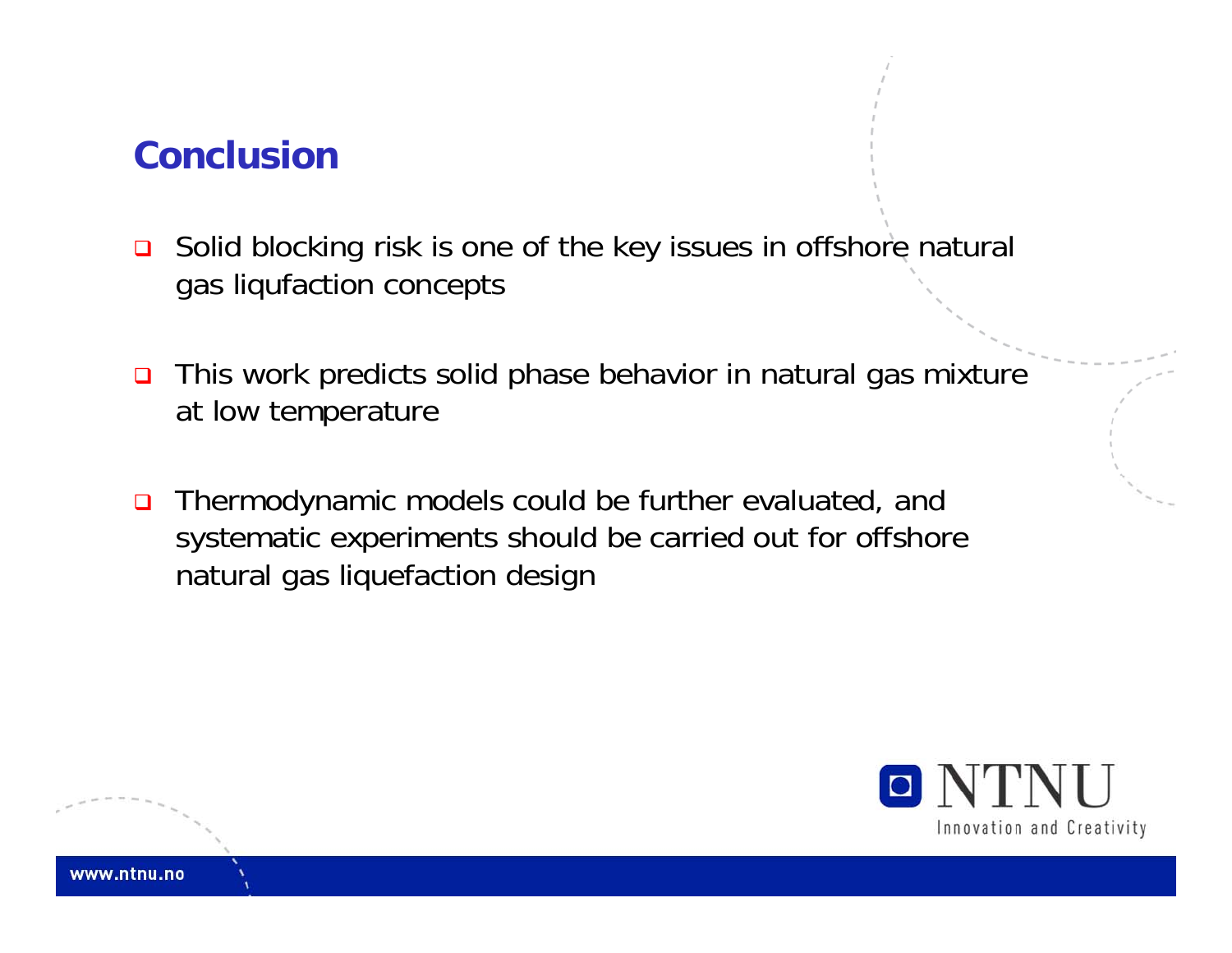# Conclusion

- Solid blocking risk is one of the key issues in offshore natural gas liqufaction concepts
- This work predicts solid phase behavior in natural gas mixture at low temperature
- Thermodynamic models could be further evaluated, and systematic experiments should be carried out for offshore natural gas liquefaction design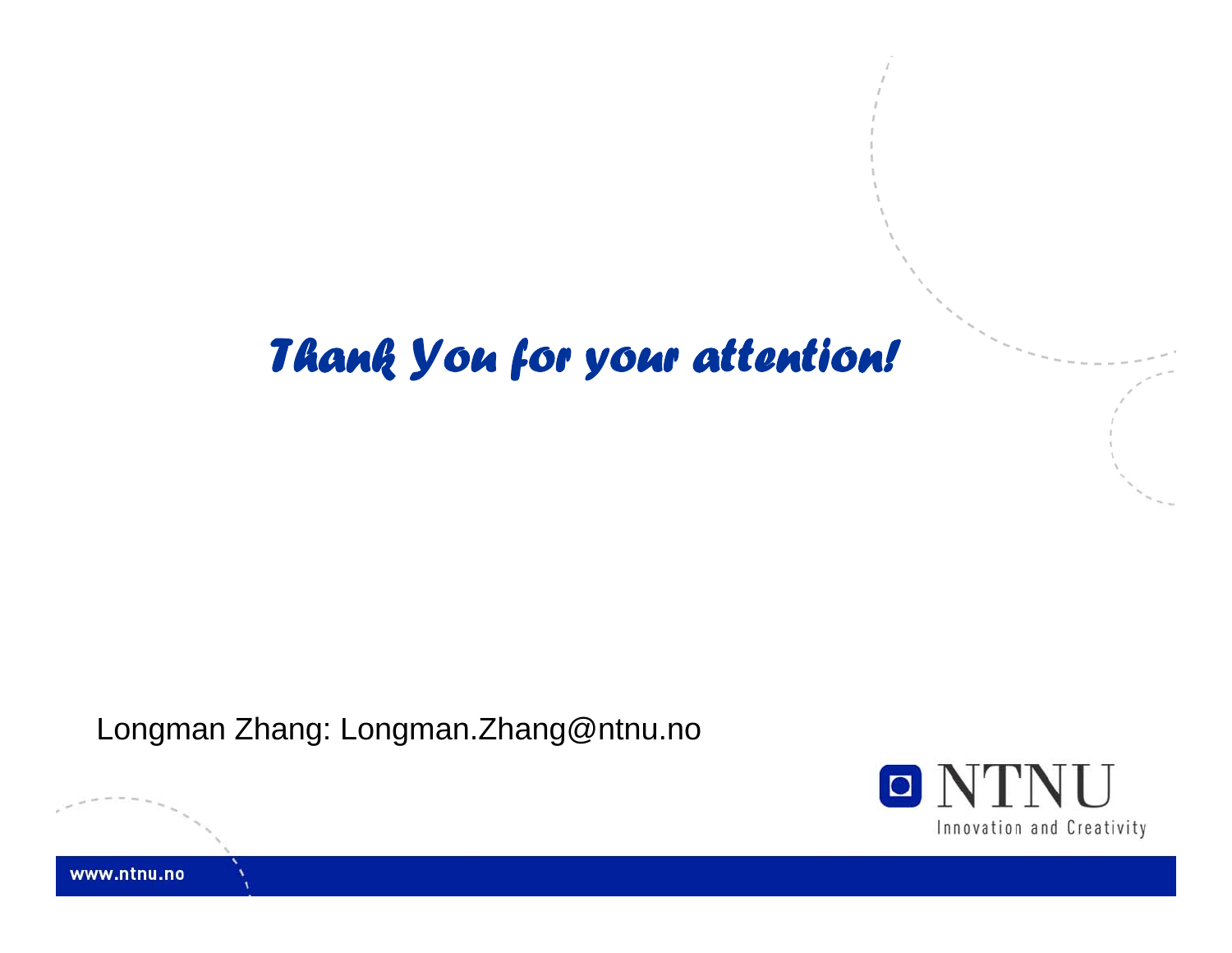# *Thank You for your attention!*

Longman Zhang: Longman.Zhang@ntnu.no